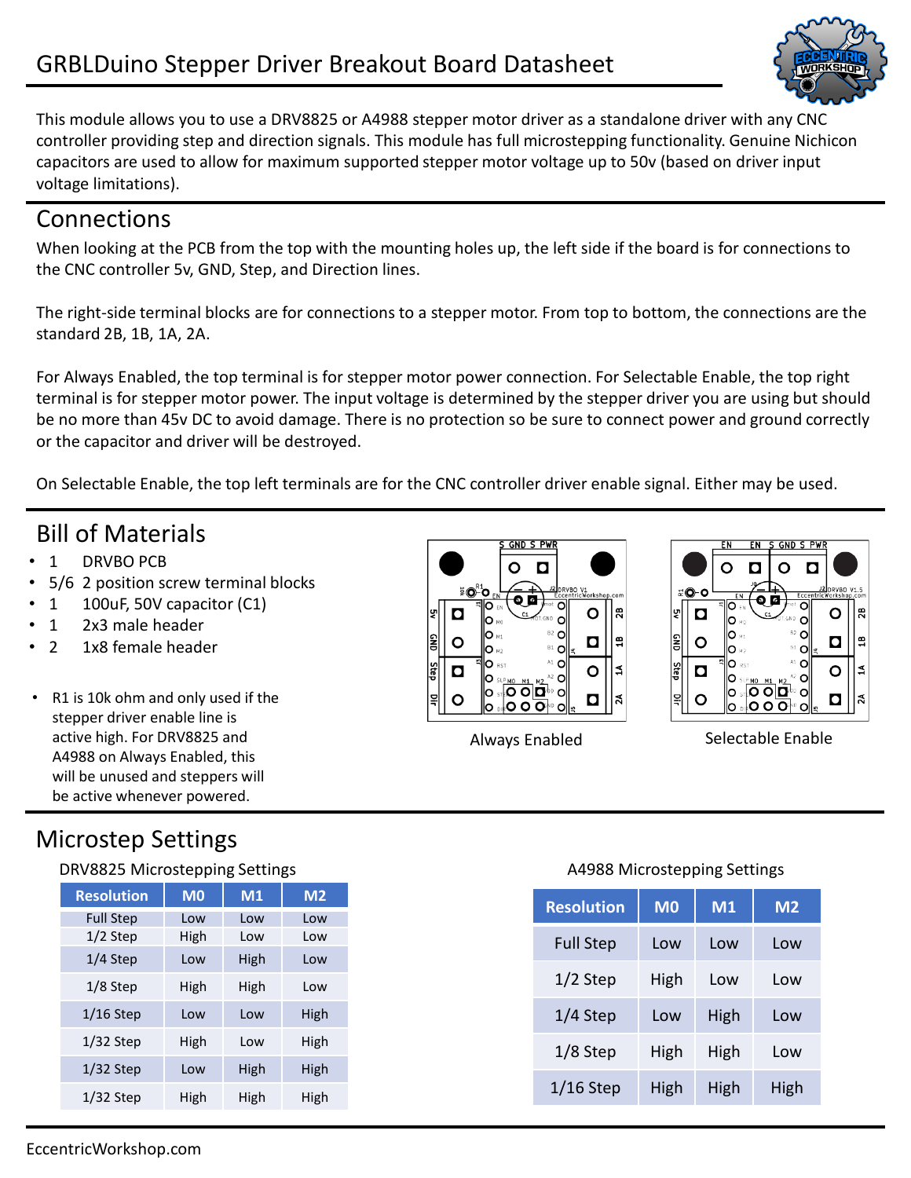# GRBLDuino Stepper Driver Breakout Board Datasheet

This module allows you to use a DRV8825 or A4988 stepper motor driver as a standalone driver with any CNC controller providing step and direction signals. This module has full microstepping functionality. Genuine Nichicon capacitors are used to allow for maximum supported stepper motor voltage up to 50v (based on driver input voltage limitations).

## Connections

When looking at the PCB from the top with the mounting holes up, the left side if the board is for connections to the CNC controller 5v, GND, Step, and Direction lines.

The right-side terminal blocks are for connections to a stepper motor. From top to bottom, the connections are the standard 2B, 1B, 1A, 2A.

For Always Enabled, the top terminal is for stepper motor power connection. For Selectable Enable, the top right terminal is for stepper motor power. The input voltage is determined by the stepper driver you are using but should be no more than 45v DC to avoid damage. There is no protection so be sure to connect power and ground correctly or the capacitor and driver will be destroyed.

On Selectable Enable, the top left terminals are for the CNC controller driver enable signal. Either may be used.

## Bill of Materials

- 1 DRVBO PCB
- 5/6 2 position screw terminal blocks
- 1 100uF, 50V capacitor (C1)
- 1 2x3 male header
- 2 1x8 female header

- R1 is 10k ohm and only used if the stepper driver enable line is active high. For DRV8825 and A4988 on Always Enabled, this will be unused and steppers will be active whenever powered.

Always Enabled

Selectable Enable

## Microstep Settings

DRV8825 Microstepping Settings

| Resolution | M0 | M1 | M2 |
|---|---|---|---|
| Full Step | Low | Low | Low |
| 1/2 Step | High | Low | Low |
| 1/4 Step | Low | High | Low |
| 1/8 Step | High | High | Low |
| 1/16 Step | Low | Low | High |
| 1/32 Step | High | Low | High |
| 1/32 Step | Low | High | High |
| 1/32 Step | High | High | High |

A4988 Microstepping Settings

| Resolution | M0 | M1 | M2 |
|---|---|---|---|
| Full Step | Low | Low | Low |
| 1/2 Step | High | Low | Low |
| 1/4 Step | Low | High | Low |
| 1/8 Step | High | High | Low |
| 1/16 Step | High | High | High |

EccentricWorkshop.com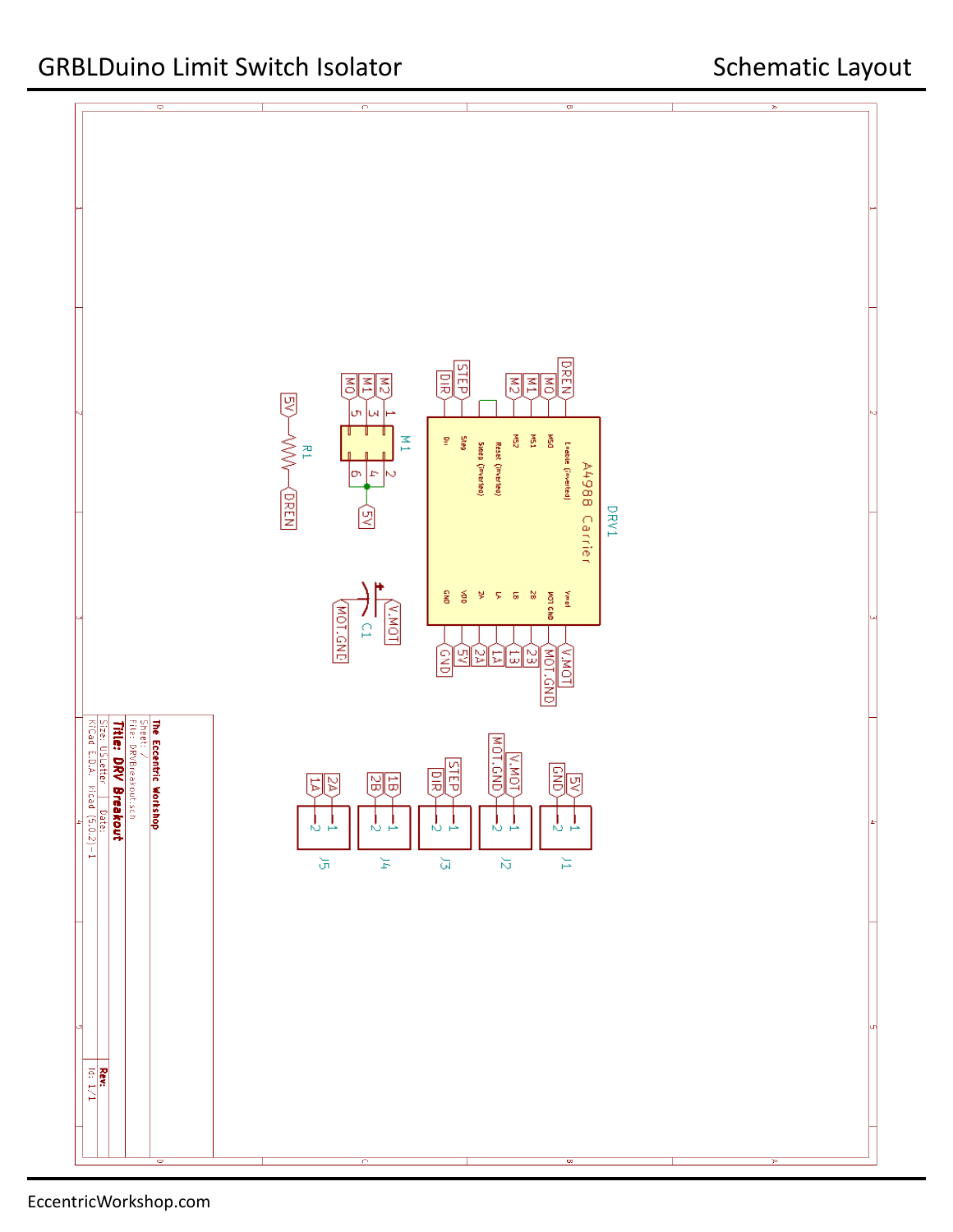GRBLDuino Limit Switch Isolator

Schematic Layout

DRV1

A4988 Carrier

Enable (inverted)
MS0
MS1
MS2
Reset (inverted)
Sleep (inverted)
Step
Dir

Vmot
MOT GND
2B
1B
1A
2A
VDD
GND

DREN
M0
M1
M2
STEP
DIR

V.MOT
MOT.GND
2B
1B
1A
2A
5V
GND

M1

M2 1
M1 3
M0 5
2
4
6
5V

R1

5V
DREN

C1

V.MOT
MOT.GND

J1: 5V 1, GND 2

J2: V.MOT 1, MOT.GND 2

J3: STEP 1, DIR 2

J4: 1B 1, 2B 2

J5: 2A 1, 1A 2

The Eccentric Workshop

Sheet: /

File: DRVBreakout.sch

**Title: DRV Breakout**

Size: USLetter Date:

KiCad E.D.A. kicad (5.0.2)-1

Rev:

Id: 1/1

EccentricWorkshop.com